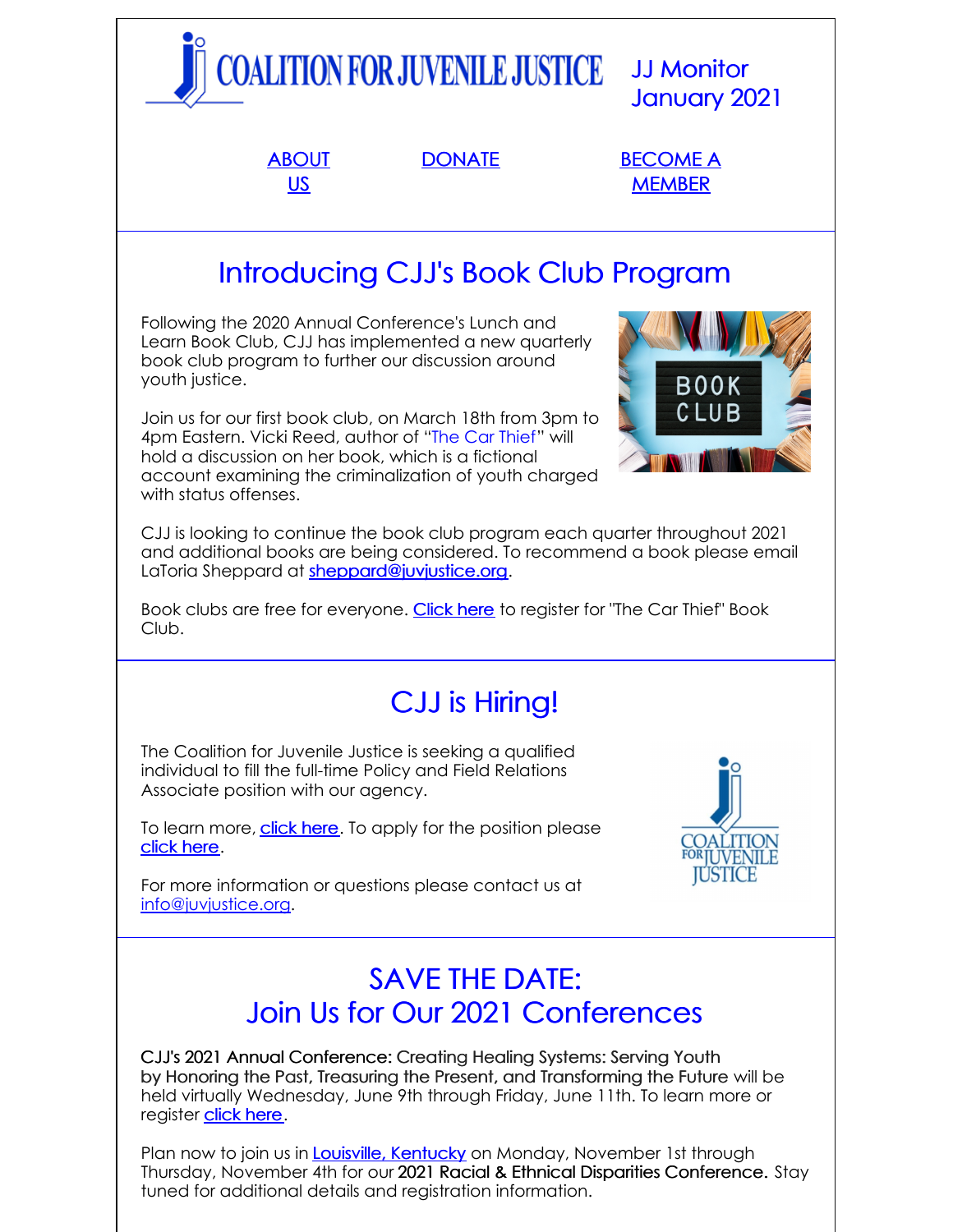COALITION FOR JUVENILE JUSTICE

JJ Monitor
January 2021

ABOUT US | DONATE | BECOME A MEMBER

## Introducing CJJ's Book Club Program

Following the 2020 Annual Conference's Lunch and Learn Book Club, CJJ has implemented a new quarterly book club program to further our discussion around youth justice.

Join us for our first book club, on March 18th from 3pm to 4pm Eastern. Vicki Reed, author of "The Car Thief" will hold a discussion on her book, which is a fictional account examining the criminalization of youth charged with status offenses.

CJJ is looking to continue the book club program each quarter throughout 2021 and additional books are being considered. To recommend a book please email LaToria Sheppard at sheppard@juvjustice.org.

Book clubs are free for everyone. Click here to register for "The Car Thief" Book Club.

## CJJ is Hiring!

The Coalition for Juvenile Justice is seeking a qualified individual to fill the full-time Policy and Field Relations Associate position with our agency.

To learn more, click here. To apply for the position please click here.

For more information or questions please contact us at info@juvjustice.org.

## SAVE THE DATE: Join Us for Our 2021 Conferences

CJJ's 2021 Annual Conference: Creating Healing Systems: Serving Youth by Honoring the Past, Treasuring the Present, and Transforming the Future will be held virtually Wednesday, June 9th through Friday, June 11th. To learn more or register click here.

Plan now to join us in Louisville, Kentucky on Monday, November 1st through Thursday, November 4th for our 2021 Racial & Ethnical Disparities Conference. Stay tuned for additional details and registration information.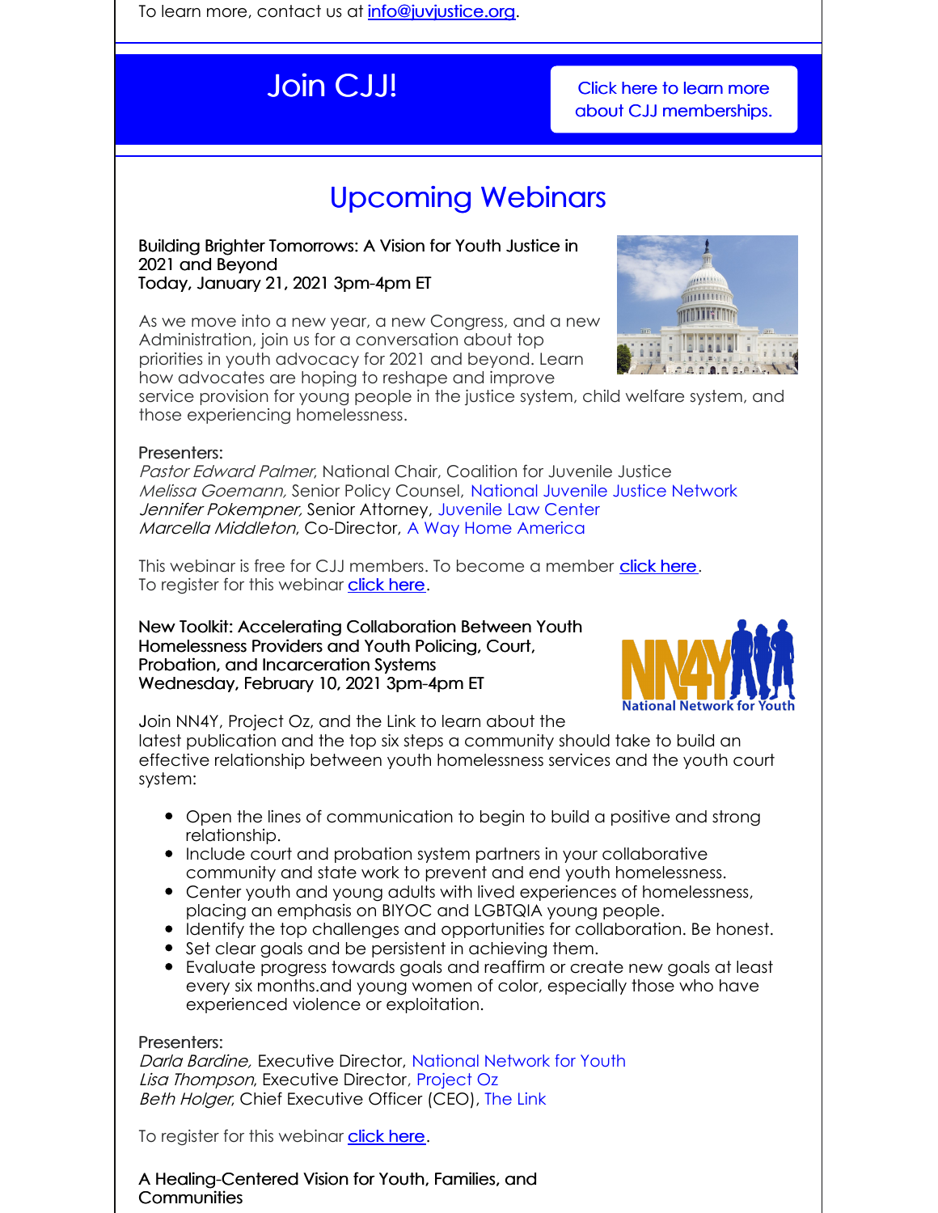To learn more, contact us at info@juvjustice.org.

# Join CJJ!

Click here to learn more about CJJ memberships.

## Upcoming Webinars

**Building Brighter Tomorrows: A Vision for Youth Justice in 2021 and Beyond**
**Today, January 21, 2021 3pm-4pm ET**

As we move into a new year, a new Congress, and a new Administration, join us for a conversation about top priorities in youth advocacy for 2021 and beyond. Learn how advocates are hoping to reshape and improve service provision for young people in the justice system, child welfare system, and those experiencing homelessness.

Presenters:
*Pastor Edward Palmer*, National Chair, Coalition for Juvenile Justice
*Melissa Goemann,* Senior Policy Counsel, National Juvenile Justice Network
*Jennifer Pokempner,* Senior Attorney, Juvenile Law Center
*Marcella Middleton*, Co-Director, A Way Home America

This webinar is free for CJJ members. To become a member click here.
To register for this webinar click here.

**New Toolkit: Accelerating Collaboration Between Youth Homelessness Providers and Youth Policing, Court, Probation, and Incarceration Systems**
**Wednesday, February 10, 2021 3pm-4pm ET**

Join NN4Y, Project Oz, and the Link to learn about the latest publication and the top six steps a community should take to build an effective relationship between youth homelessness services and the youth court system:

- Open the lines of communication to begin to build a positive and strong relationship.
- Include court and probation system partners in your collaborative community and state work to prevent and end youth homelessness.
- Center youth and young adults with lived experiences of homelessness, placing an emphasis on BIYOC and LGBTQIA young people.
- Identify the top challenges and opportunities for collaboration. Be honest.
- Set clear goals and be persistent in achieving them.
- Evaluate progress towards goals and reaffirm or create new goals at least every six months.and young women of color, especially those who have experienced violence or exploitation.

Presenters:
*Darla Bardine,* Executive Director, National Network for Youth
*Lisa Thompson*, Executive Director, Project Oz
*Beth Holger*, Chief Executive Officer (CEO), The Link

To register for this webinar click here.

**A Healing-Centered Vision for Youth, Families, and Communities**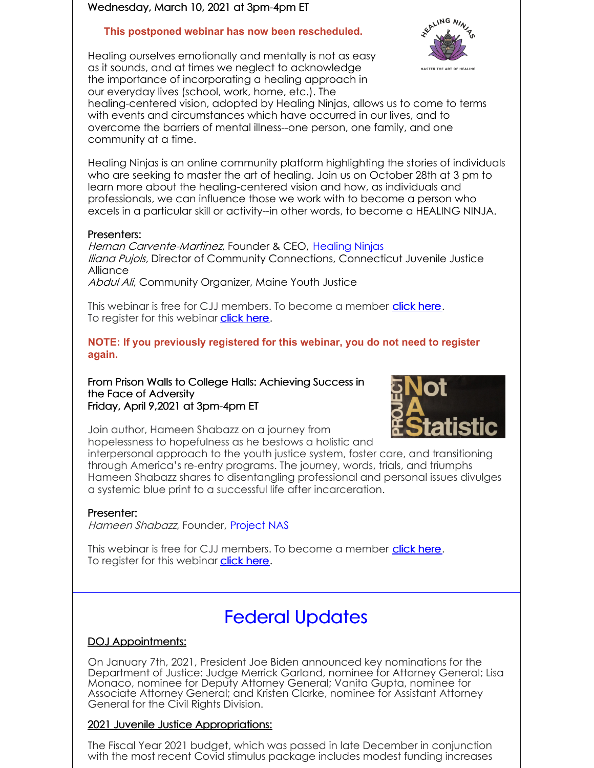Wednesday, March 10, 2021 at 3pm-4pm ET

**This postponed webinar has now been rescheduled.**

Healing ourselves emotionally and mentally is not as easy as it sounds, and at times we neglect to acknowledge the importance of incorporating a healing approach in our everyday lives (school, work, home, etc.). The healing-centered vision, adopted by Healing Ninjas, allows us to come to terms with events and circumstances which have occurred in our lives, and to overcome the barriers of mental illness--one person, one family, and one community at a time.

Healing Ninjas is an online community platform highlighting the stories of individuals who are seeking to master the art of healing. Join us on October 28th at 3 pm to learn more about the healing-centered vision and how, as individuals and professionals, we can influence those we work with to become a person who excels in a particular skill or activity--in other words, to become a HEALING NINJA.

Presenters:
*Hernan Carvente-Martinez*, Founder & CEO, Healing Ninjas
*Iliana Pujols,* Director of Community Connections, Connecticut Juvenile Justice Alliance
*Abdul Ali*, Community Organizer, Maine Youth Justice

This webinar is free for CJJ members. To become a member click here.
To register for this webinar click here.

**NOTE: If you previously registered for this webinar, you do not need to register again.**

From Prison Walls to College Halls: Achieving Success in the Face of Adversity
Friday, April 9,2021 at 3pm-4pm ET

Join author, Hameen Shabazz on a journey from hopelessness to hopefulness as he bestows a holistic and interpersonal approach to the youth justice system, foster care, and transitioning through America's re-entry programs. The journey, words, trials, and triumphs Hameen Shabazz shares to disentangling professional and personal issues divulges a systemic blue print to a successful life after incarceration.

Presenter:
*Hameen Shabazz*, Founder, Project NAS

This webinar is free for CJJ members. To become a member click here.
To register for this webinar click here.

# Federal Updates

DOJ Appointments:

On January 7th, 2021, President Joe Biden announced key nominations for the Department of Justice: Judge Merrick Garland, nominee for Attorney General; Lisa Monaco, nominee for Deputy Attorney General; Vanita Gupta, nominee for Associate Attorney General; and Kristen Clarke, nominee for Assistant Attorney General for the Civil Rights Division.

2021 Juvenile Justice Appropriations:

The Fiscal Year 2021 budget, which was passed in late December in conjunction with the most recent Covid stimulus package includes modest funding increases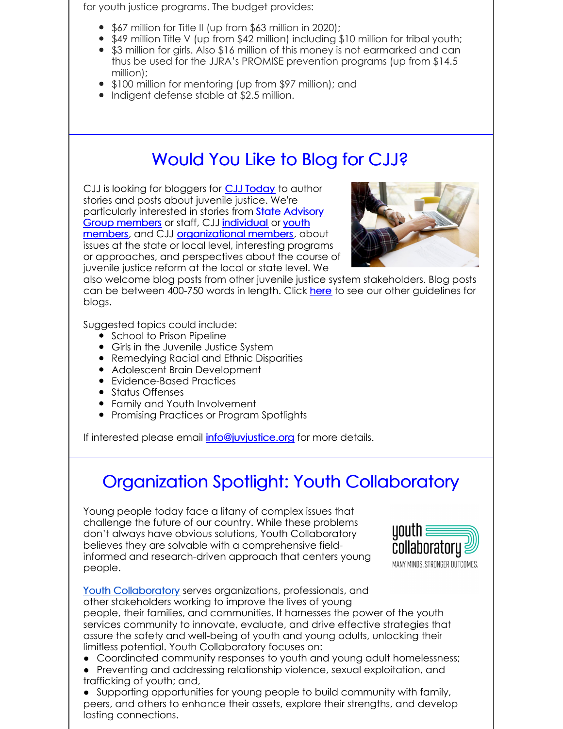for youth justice programs. The budget provides:

- $67 million for Title II (up from $63 million in 2020);
- $49 million Title V (up from $42 million) including $10 million for tribal youth;
- $3 million for girls. Also $16 million of this money is not earmarked and can thus be used for the JJRA's PROMISE prevention programs (up from $14.5 million);
- $100 million for mentoring (up from $97 million); and
- Indigent defense stable at $2.5 million.

## Would You Like to Blog for CJJ?

CJJ is looking for bloggers for CJJ Today to author stories and posts about juvenile justice. We're particularly interested in stories from State Advisory Group members or staff, CJJ individual or youth members, and CJJ organizational members, about issues at the state or local level, interesting programs or approaches, and perspectives about the course of juvenile justice reform at the local or state level. We also welcome blog posts from other juvenile justice system stakeholders. Blog posts can be between 400-750 words in length. Click here to see our other guidelines for blogs.

Suggested topics could include:

- School to Prison Pipeline
- Girls in the Juvenile Justice System
- Remedying Racial and Ethnic Disparities
- Adolescent Brain Development
- Evidence-Based Practices
- Status Offenses
- Family and Youth Involvement
- Promising Practices or Program Spotlights

If interested please email info@juvjustice.org for more details.

## Organization Spotlight: Youth Collaboratory

Young people today face a litany of complex issues that challenge the future of our country. While these problems don't always have obvious solutions, Youth Collaboratory believes they are solvable with a comprehensive field-informed and research-driven approach that centers young people.

Youth Collaboratory serves organizations, professionals, and other stakeholders working to improve the lives of young people, their families, and communities. It harnesses the power of the youth services community to innovate, evaluate, and drive effective strategies that assure the safety and well-being of youth and young adults, unlocking their limitless potential. Youth Collaboratory focuses on:

- Coordinated community responses to youth and young adult homelessness;
- Preventing and addressing relationship violence, sexual exploitation, and trafficking of youth; and,
- Supporting opportunities for young people to build community with family, peers, and others to enhance their assets, explore their strengths, and develop lasting connections.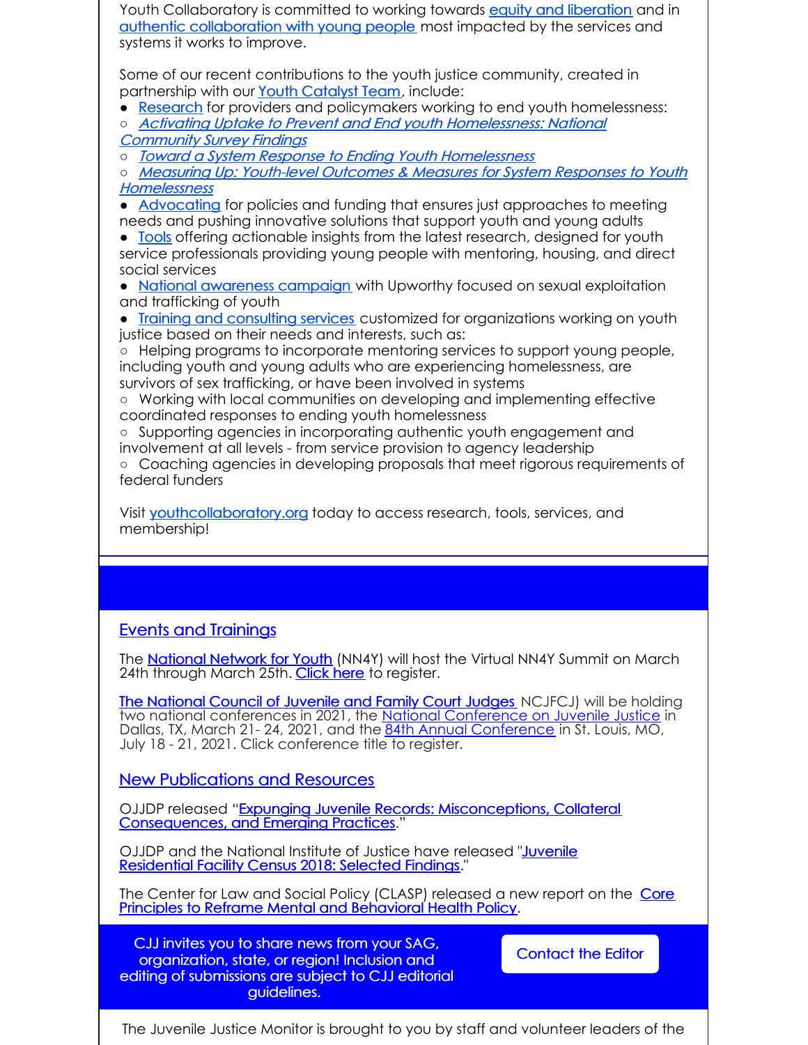Youth Collaboratory is committed to working towards equity and liberation and in authentic collaboration with young people most impacted by the services and systems it works to improve.

Some of our recent contributions to the youth justice community, created in partnership with our Youth Catalyst Team, include:

- Research for providers and policymakers working to end youth homelessness:
  - *Activating Uptake to Prevent and End youth Homelessness: National Community Survey Findings*
  - *Toward a System Response to Ending Youth Homelessness*
  - *Measuring Up: Youth-level Outcomes & Measures for System Responses to Youth Homelessness*
- Advocating for policies and funding that ensures just approaches to meeting needs and pushing innovative solutions that support youth and young adults
- Tools offering actionable insights from the latest research, designed for youth service professionals providing young people with mentoring, housing, and direct social services
- National awareness campaign with Upworthy focused on sexual exploitation and trafficking of youth
- Training and consulting services customized for organizations working on youth justice based on their needs and interests, such as:
  - Helping programs to incorporate mentoring services to support young people, including youth and young adults who are experiencing homelessness, are survivors of sex trafficking, or have been involved in systems
  - Working with local communities on developing and implementing effective coordinated responses to ending youth homelessness
  - Supporting agencies in incorporating authentic youth engagement and involvement at all levels - from service provision to agency leadership
  - Coaching agencies in developing proposals that meet rigorous requirements of federal funders

Visit youthcollaboratory.org today to access research, tools, services, and membership!

## Events and Trainings

The National Network for Youth (NN4Y) will host the Virtual NN4Y Summit on March 24th through March 25th. Click here to register.

The National Council of Juvenile and Family Court Judges NCJFCJ) will be holding two national conferences in 2021, the National Conference on Juvenile Justice in Dallas, TX, March 21- 24, 2021, and the 84th Annual Conference in St. Louis, MO, July 18 - 21, 2021. Click conference title to register.

## New Publications and Resources

OJJDP released "Expunging Juvenile Records: Misconceptions, Collateral Consequences, and Emerging Practices."

OJJDP and the National Institute of Justice have released "Juvenile Residential Facility Census 2018: Selected Findings."

The Center for Law and Social Policy (CLASP) released a new report on the Core Principles to Reframe Mental and Behavioral Health Policy.

CJJ invites you to share news from your SAG, organization, state, or region! Inclusion and editing of submissions are subject to CJJ editorial guidelines.

Contact the Editor

The Juvenile Justice Monitor is brought to you by staff and volunteer leaders of the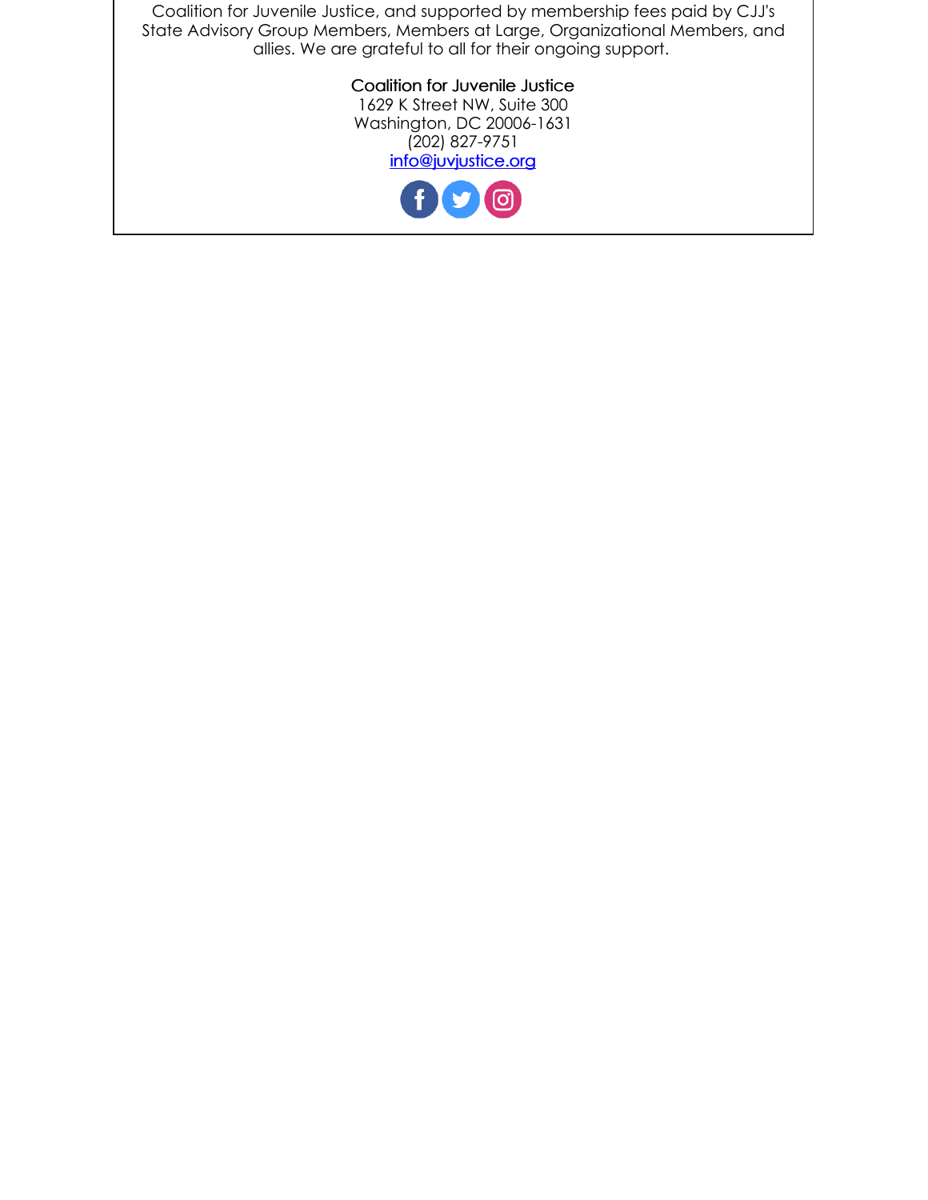Coalition for Juvenile Justice, and supported by membership fees paid by CJJ's State Advisory Group Members, Members at Large, Organizational Members, and allies. We are grateful to all for their ongoing support.

**Coalition for Juvenile Justice**
1629 K Street NW, Suite 300
Washington, DC 20006-1631
(202) 827-9751
info@juvjustice.org